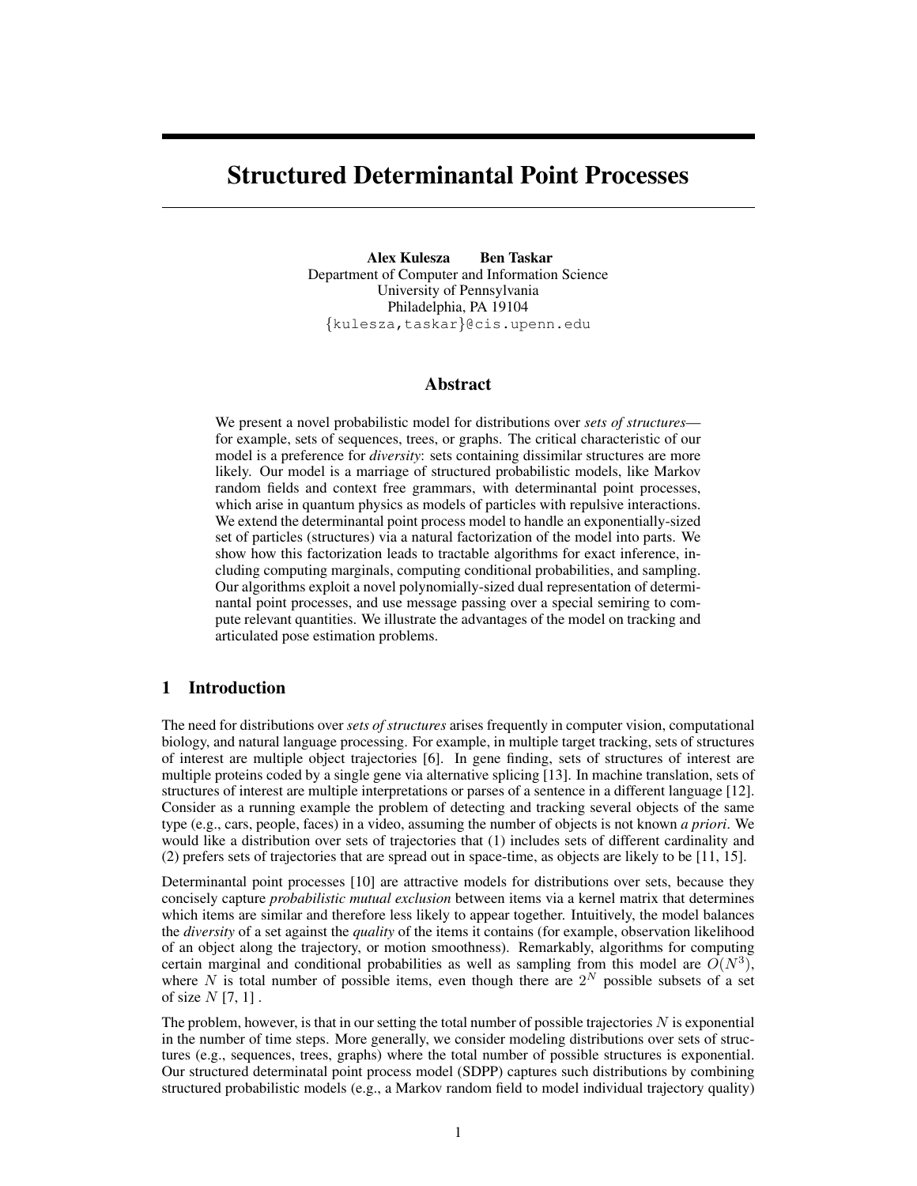# Structured Determinantal Point Processes

**Alex Kulesza** **Ben Taskar**
Department of Computer and Information Science
University of Pennsylvania
Philadelphia, PA 19104
{kulesza,taskar}@cis.upenn.edu

## Abstract

We present a novel probabilistic model for distributions over *sets of structures*—for example, sets of sequences, trees, or graphs. The critical characteristic of our model is a preference for *diversity*: sets containing dissimilar structures are more likely. Our model is a marriage of structured probabilistic models, like Markov random fields and context free grammars, with determinantal point processes, which arise in quantum physics as models of particles with repulsive interactions. We extend the determinantal point process model to handle an exponentially-sized set of particles (structures) via a natural factorization of the model into parts. We show how this factorization leads to tractable algorithms for exact inference, including computing marginals, computing conditional probabilities, and sampling. Our algorithms exploit a novel polynomially-sized dual representation of determinantal point processes, and use message passing over a special semiring to compute relevant quantities. We illustrate the advantages of the model on tracking and articulated pose estimation problems.

## 1 Introduction

The need for distributions over *sets of structures* arises frequently in computer vision, computational biology, and natural language processing. For example, in multiple target tracking, sets of structures of interest are multiple object trajectories [6]. In gene finding, sets of structures of interest are multiple proteins coded by a single gene via alternative splicing [13]. In machine translation, sets of structures of interest are multiple interpretations or parses of a sentence in a different language [12]. Consider as a running example the problem of detecting and tracking several objects of the same type (e.g., cars, people, faces) in a video, assuming the number of objects is not known *a priori*. We would like a distribution over sets of trajectories that (1) includes sets of different cardinality and (2) prefers sets of trajectories that are spread out in space-time, as objects are likely to be [11, 15].

Determinantal point processes [10] are attractive models for distributions over sets, because they concisely capture *probabilistic mutual exclusion* between items via a kernel matrix that determines which items are similar and therefore less likely to appear together. Intuitively, the model balances the *diversity* of a set against the *quality* of the items it contains (for example, observation likelihood of an object along the trajectory, or motion smoothness). Remarkably, algorithms for computing certain marginal and conditional probabilities as well as sampling from this model are $O(N^3)$, where $N$ is total number of possible items, even though there are $2^N$ possible subsets of a set of size $N$ [7, 1] .

The problem, however, is that in our setting the total number of possible trajectories $N$ is exponential in the number of time steps. More generally, we consider modeling distributions over sets of structures (e.g., sequences, trees, graphs) where the total number of possible structures is exponential. Our structured determinatal point process model (SDPP) captures such distributions by combining structured probabilistic models (e.g., a Markov random field to model individual trajectory quality)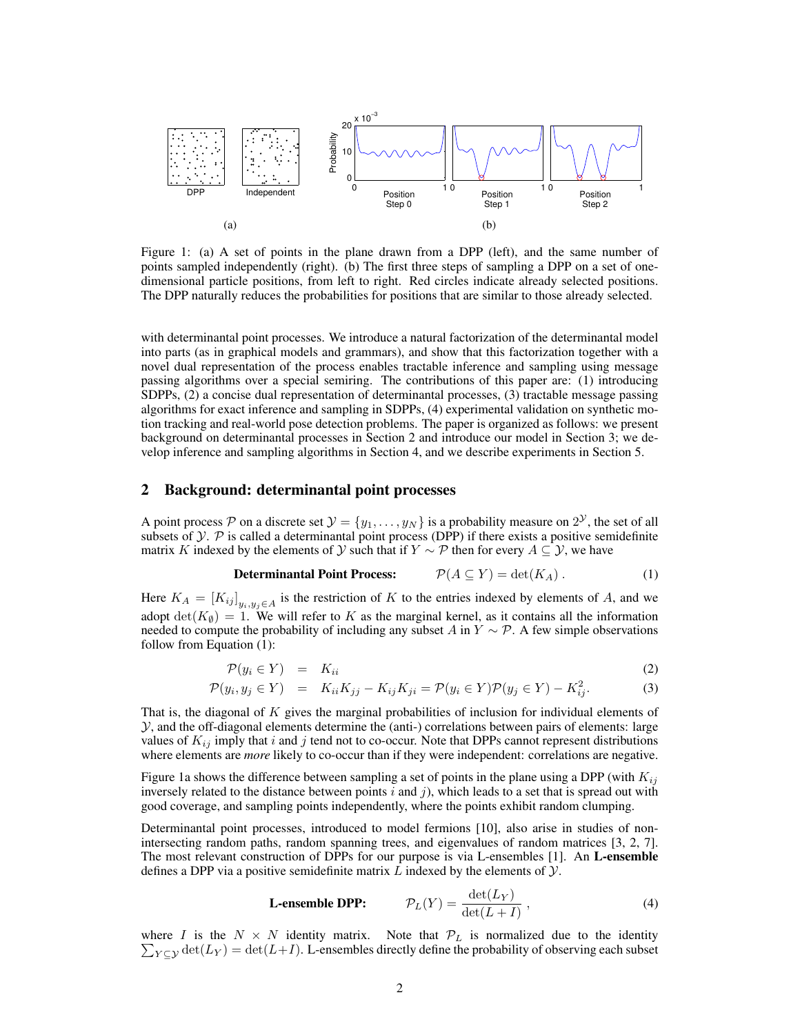DPP

Independent

(a)

x 10^-3

20

10

0

Probability

0

Position
Step 0

1 0

Position
Step 1

1 0

Position
Step 2

1

(b)

Figure 1: (a) A set of points in the plane drawn from a DPP (left), and the same number of points sampled independently (right). (b) The first three steps of sampling a DPP on a set of one-dimensional particle positions, from left to right. Red circles indicate already selected positions. The DPP naturally reduces the probabilities for positions that are similar to those already selected.

with determinantal point processes. We introduce a natural factorization of the determinantal model into parts (as in graphical models and grammars), and show that this factorization together with a novel dual representation of the process enables tractable inference and sampling using message passing algorithms over a special semiring. The contributions of this paper are: (1) introducing SDPPs, (2) a concise dual representation of determinantal processes, (3) tractable message passing algorithms for exact inference and sampling in SDPPs, (4) experimental validation on synthetic motion tracking and real-world pose detection problems. The paper is organized as follows: we present background on determinantal processes in Section 2 and introduce our model in Section 3; we develop inference and sampling algorithms in Section 4, and we describe experiments in Section 5.

## 2 Background: determinantal point processes

A point process $\mathcal{P}$ on a discrete set $\mathcal{Y} = \{y_1, \ldots, y_N\}$ is a probability measure on $2^{\mathcal{Y}}$, the set of all subsets of $\mathcal{Y}$. $\mathcal{P}$ is called a determinantal point process (DPP) if there exists a positive semidefinite matrix $K$ indexed by the elements of $\mathcal{Y}$ such that if $Y \sim \mathcal{P}$ then for every $A \subseteq \mathcal{Y}$, we have

$$\textbf{Determinantal Point Process:} \qquad \mathcal{P}(A \subseteq Y) = \det(K_A) \,. \tag{1}$$

Here $K_A = [K_{ij}]_{y_i, y_j \in A}$ is the restriction of $K$ to the entries indexed by elements of $A$, and we adopt $\det(K_\emptyset) = 1$. We will refer to $K$ as the marginal kernel, as it contains all the information needed to compute the probability of including any subset $A$ in $Y \sim \mathcal{P}$. A few simple observations follow from Equation (1):

$$\mathcal{P}(y_i \in Y) = K_{ii} \tag{2}$$

$$\mathcal{P}(y_i, y_j \in Y) = K_{ii}K_{jj} - K_{ij}K_{ji} = \mathcal{P}(y_i \in Y)\mathcal{P}(y_j \in Y) - K_{ij}^2. \tag{3}$$

That is, the diagonal of $K$ gives the marginal probabilities of inclusion for individual elements of $\mathcal{Y}$, and the off-diagonal elements determine the (anti-) correlations between pairs of elements: large values of $K_{ij}$ imply that $i$ and $j$ tend not to co-occur. Note that DPPs cannot represent distributions where elements are *more* likely to co-occur than if they were independent: correlations are negative.

Figure 1a shows the difference between sampling a set of points in the plane using a DPP (with $K_{ij}$ inversely related to the distance between points $i$ and $j$), which leads to a set that is spread out with good coverage, and sampling points independently, where the points exhibit random clumping.

Determinantal point processes, introduced to model fermions [10], also arise in studies of non-intersecting random paths, random spanning trees, and eigenvalues of random matrices [3, 2, 7]. The most relevant construction of DPPs for our purpose is via L-ensembles [1]. An **L-ensemble** defines a DPP via a positive semidefinite matrix $L$ indexed by the elements of $\mathcal{Y}$.

$$\textbf{L-ensemble DPP:} \qquad \mathcal{P}_L(Y) = \frac{\det(L_Y)}{\det(L + I)} \,, \tag{4}$$

where $I$ is the $N \times N$ identity matrix. Note that $\mathcal{P}_L$ is normalized due to the identity $\sum_{Y \subseteq \mathcal{Y}} \det(L_Y) = \det(L + I)$. L-ensembles directly define the probability of observing each subset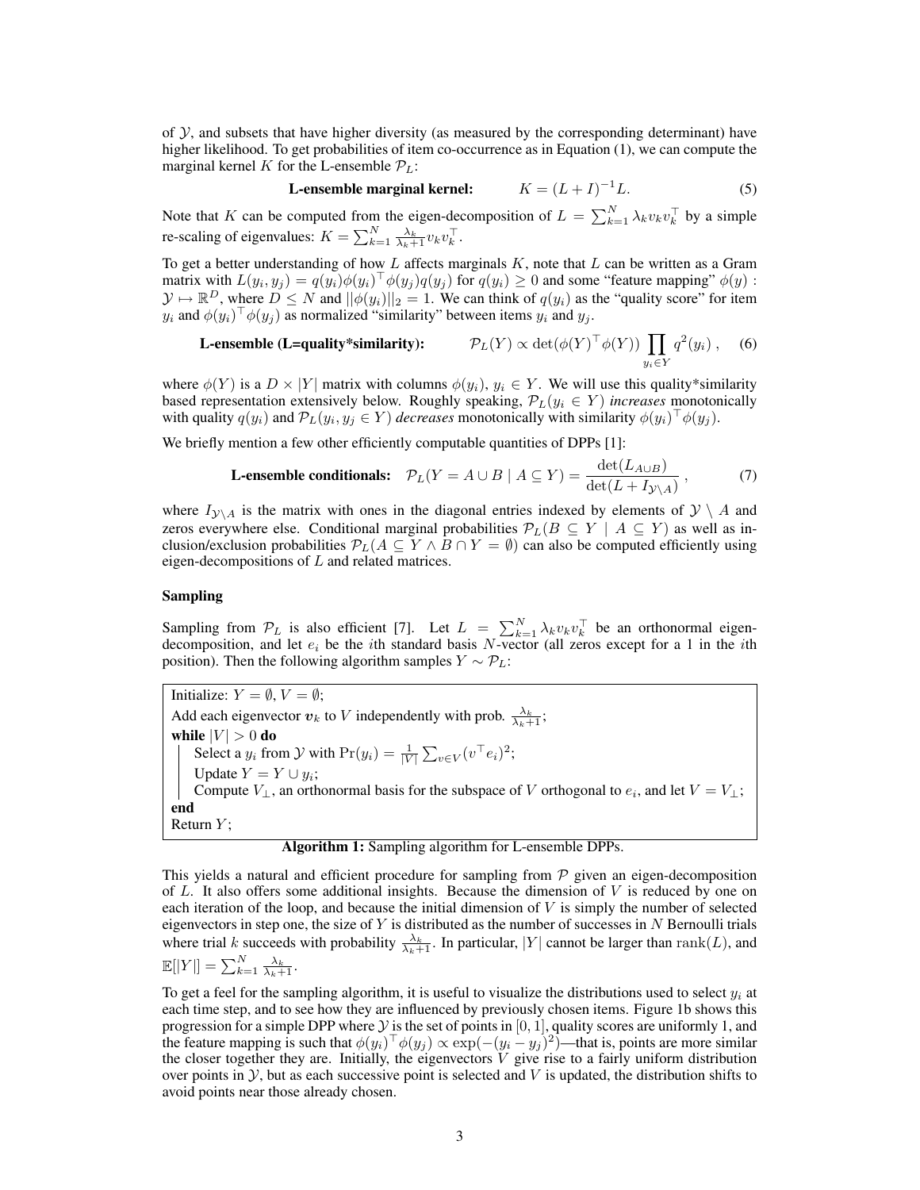of $\mathcal{Y}$, and subsets that have higher diversity (as measured by the corresponding determinant) have higher likelihood. To get probabilities of item co-occurrence as in Equation (1), we can compute the marginal kernel $K$ for the L-ensemble $\mathcal{P}_L$:

$$\textbf{L-ensemble marginal kernel:} \qquad K = (L+I)^{-1}L. \tag{5}$$

Note that $K$ can be computed from the eigen-decomposition of $L = \sum_{k=1}^{N} \lambda_k v_k v_k^\top$ by a simple re-scaling of eigenvalues: $K = \sum_{k=1}^{N} \frac{\lambda_k}{\lambda_k+1} v_k v_k^\top$.

To get a better understanding of how $L$ affects marginals $K$, note that $L$ can be written as a Gram matrix with $L(y_i, y_j) = q(y_i)\phi(y_i)^\top \phi(y_j) q(y_j)$ for $q(y_i) \geq 0$ and some "feature mapping" $\phi(y) : \mathcal{Y} \mapsto \mathbb{R}^D$, where $D \leq N$ and $||\phi(y_i)||_2 = 1$. We can think of $q(y_i)$ as the "quality score" for item $y_i$ and $\phi(y_i)^\top \phi(y_j)$ as normalized "similarity" between items $y_i$ and $y_j$.

$$\textbf{L-ensemble (L=quality*similarity):} \qquad \mathcal{P}_L(Y) \propto \det(\phi(Y)^\top \phi(Y)) \prod_{y_i \in Y} q^2(y_i)\ , \tag{6}$$

where $\phi(Y)$ is a $D \times |Y|$ matrix with columns $\phi(y_i)$, $y_i \in Y$. We will use this quality*similarity based representation extensively below. Roughly speaking, $\mathcal{P}_L(y_i \in Y)$ *increases* monotonically with quality $q(y_i)$ and $\mathcal{P}_L(y_i, y_j \in Y)$ *decreases* monotonically with similarity $\phi(y_i)^\top \phi(y_j)$.

We briefly mention a few other efficiently computable quantities of DPPs [1]:

$$\textbf{L-ensemble conditionals:} \quad \mathcal{P}_L(Y = A \cup B \mid A \subseteq Y) = \frac{\det(L_{A \cup B})}{\det(L + I_{\mathcal{Y} \setminus A})}\ , \tag{7}$$

where $I_{\mathcal{Y} \setminus A}$ is the matrix with ones in the diagonal entries indexed by elements of $\mathcal{Y} \setminus A$ and zeros everywhere else. Conditional marginal probabilities $\mathcal{P}_L(B \subseteq Y \mid A \subseteq Y)$ as well as inclusion/exclusion probabilities $\mathcal{P}_L(A \subseteq Y \wedge B \cap Y = \emptyset)$ can also be computed efficiently using eigen-decompositions of $L$ and related matrices.

### Sampling

Sampling from $\mathcal{P}_L$ is also efficient [7]. Let $L = \sum_{k=1}^{N} \lambda_k v_k v_k^\top$ be an orthonormal eigen-decomposition, and let $e_i$ be the $i$th standard basis $N$-vector (all zeros except for a 1 in the $i$th position). Then the following algorithm samples $Y \sim \mathcal{P}_L$:

> Initialize: $Y = \emptyset, V = \emptyset$;
> Add each eigenvector $\boldsymbol{v}_k$ to $V$ independently with prob. $\frac{\lambda_k}{\lambda_k+1}$;
> **while** $|V| > 0$ **do**
>   Select a $y_i$ from $\mathcal{Y}$ with $\Pr(y_i) = \frac{1}{|V|} \sum_{v \in V} (v^\top e_i)^2$;
>   Update $Y = Y \cup y_i$;
>   Compute $V_\perp$, an orthonormal basis for the subspace of $V$ orthogonal to $e_i$, and let $V = V_\perp$;
> **end**
> Return $Y$;

**Algorithm 1:** Sampling algorithm for L-ensemble DPPs.

This yields a natural and efficient procedure for sampling from $\mathcal{P}$ given an eigen-decomposition of $L$. It also offers some additional insights. Because the dimension of $V$ is reduced by one on each iteration of the loop, and because the initial dimension of $V$ is simply the number of selected eigenvectors in step one, the size of $Y$ is distributed as the number of successes in $N$ Bernoulli trials where trial $k$ succeeds with probability $\frac{\lambda_k}{\lambda_k+1}$. In particular, $|Y|$ cannot be larger than $\mathrm{rank}(L)$, and $\mathbb{E}[|Y|] = \sum_{k=1}^{N} \frac{\lambda_k}{\lambda_k+1}$.

To get a feel for the sampling algorithm, it is useful to visualize the distributions used to select $y_i$ at each time step, and to see how they are influenced by previously chosen items. Figure 1b shows this progression for a simple DPP where $\mathcal{Y}$ is the set of points in $[0, 1]$, quality scores are uniformly 1, and the feature mapping is such that $\phi(y_i)^\top \phi(y_j) \propto \exp(-(y_i - y_j)^2)$—that is, points are more similar the closer together they are. Initially, the eigenvectors $V$ give rise to a fairly uniform distribution over points in $\mathcal{Y}$, but as each successive point is selected and $V$ is updated, the distribution shifts to avoid points near those already chosen.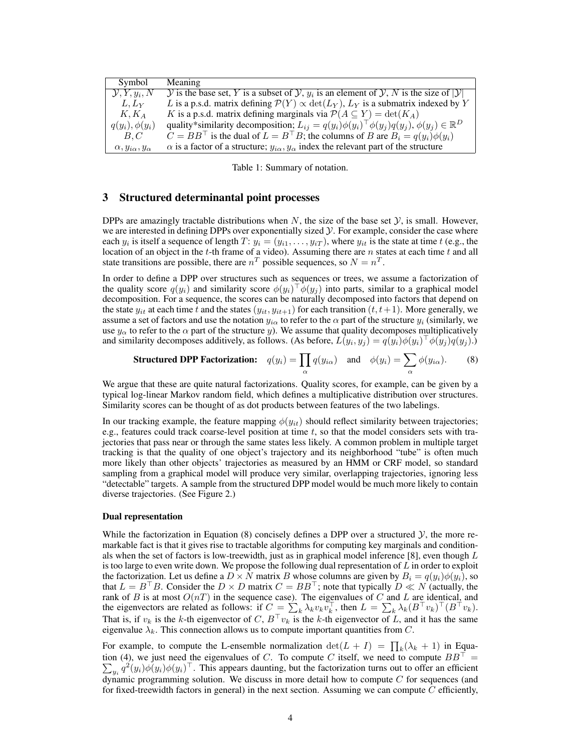| Symbol | Meaning |
|---|---|
| $\mathcal{Y}, Y, y_i, N$ | $\mathcal{Y}$ is the base set, $Y$ is a subset of $\mathcal{Y}$, $y_i$ is an element of $\mathcal{Y}$, $N$ is the size of $\|\mathcal{Y}\|$ |
| $L, L_Y$ | $L$ is a p.s.d. matrix defining $\mathcal{P}(Y) \propto \det(L_Y)$, $L_Y$ is a submatrix indexed by $Y$ |
| $K, K_A$ | $K$ is a p.s.d. matrix defining marginals via $\mathcal{P}(A \subseteq Y) = \det(K_A)$ |
| $q(y_i), \phi(y_i)$ | quality*similarity decomposition; $L_{ij} = q(y_i)\phi(y_i)^\top \phi(y_j) q(y_j)$, $\phi(y_i) \in \mathbb{R}^D$ |
| $B, C$ | $C = BB^\top$ is the dual of $L = B^\top B$; the columns of $B$ are $B_i = q(y_i)\phi(y_i)$ |
| $\alpha, y_{i\alpha}, y_\alpha$ | $\alpha$ is a factor of a structure; $y_{i\alpha}, y_\alpha$ index the relevant part of the structure |

Table 1: Summary of notation.

## 3 Structured determinantal point processes

DPPs are amazingly tractable distributions when $N$, the size of the base set $\mathcal{Y}$, is small. However, we are interested in defining DPPs over exponentially sized $\mathcal{Y}$. For example, consider the case where each $y_i$ is itself a sequence of length $T$: $y_i = (y_{i1}, \ldots, y_{iT})$, where $y_{it}$ is the state at time $t$ (e.g., the location of an object in the $t$-th frame of a video). Assuming there are $n$ states at each time $t$ and all state transitions are possible, there are $n^T$ possible sequences, so $N = n^T$.

In order to define a DPP over structures such as sequences or trees, we assume a factorization of the quality score $q(y_i)$ and similarity score $\phi(y_i)^\top \phi(y_j)$ into parts, similar to a graphical model decomposition. For a sequence, the scores can be naturally decomposed into factors that depend on the state $y_{it}$ at each time $t$ and the states $(y_{it}, y_{it+1})$ for each transition $(t, t+1)$. More generally, we assume a set of factors and use the notation $y_{i\alpha}$ to refer to the $\alpha$ part of the structure $y_i$ (similarly, we use $y_\alpha$ to refer to the $\alpha$ part of the structure $y$). We assume that quality decomposes multiplicatively and similarity decomposes additively, as follows. (As before, $L(y_i, y_j) = q(y_i)\phi(y_i)^\top \phi(y_j) q(y_j)$.)

$$\textbf{Structured DPP Factorization:} \quad q(y_i) = \prod_\alpha q(y_{i\alpha}) \quad \text{and} \quad \phi(y_i) = \sum_\alpha \phi(y_{i\alpha}). \tag{8}$$

We argue that these are quite natural factorizations. Quality scores, for example, can be given by a typical log-linear Markov random field, which defines a multiplicative distribution over structures. Similarity scores can be thought of as dot products between features of the two labelings.

In our tracking example, the feature mapping $\phi(y_{it})$ should reflect similarity between trajectories; e.g., features could track coarse-level position at time $t$, so that the model considers sets with trajectories that pass near or through the same states less likely. A common problem in multiple target tracking is that the quality of one object's trajectory and its neighborhood "tube" is often much more likely than other objects' trajectories as measured by an HMM or CRF model, so standard sampling from a graphical model will produce very similar, overlapping trajectories, ignoring less "detectable" targets. A sample from the structured DPP model would be much more likely to contain diverse trajectories. (See Figure 2.)

**Dual representation**

While the factorization in Equation (8) concisely defines a DPP over a structured $\mathcal{Y}$, the more remarkable fact is that it gives rise to tractable algorithms for computing key marginals and conditionals when the set of factors is low-treewidth, just as in graphical model inference [8], even though $L$ is too large to even write down. We propose the following dual representation of $L$ in order to exploit the factorization. Let us define a $D \times N$ matrix $B$ whose columns are given by $B_i = q(y_i)\phi(y_i)$, so that $L = B^\top B$. Consider the $D \times D$ matrix $C = BB^\top$; note that typically $D \ll N$ (actually, the rank of $B$ is at most $O(nT)$ in the sequence case). The eigenvalues of $C$ and $L$ are identical, and the eigenvectors are related as follows: if $C = \sum_k \lambda_k v_k v_k^\top$, then $L = \sum_k \lambda_k (B^\top v_k)^\top (B^\top v_k)$. That is, if $v_k$ is the $k$-th eigenvector of $C$, $B^\top v_k$ is the $k$-th eigenvector of $L$, and it has the same eigenvalue $\lambda_k$. This connection allows us to compute important quantities from $C$.

For example, to compute the L-ensemble normalization $\det(L + I) = \prod_k (\lambda_k + 1)$ in Equation (4), we just need the eigenvalues of $C$. To compute $C$ itself, we need to compute $BB^\top = \sum_{y_i} q^2(y_i)\phi(y_i)\phi(y_i)^\top$. This appears daunting, but the factorization turns out to offer an efficient dynamic programming solution. We discuss in more detail how to compute $C$ for sequences (and for fixed-treewidth factors in general) in the next section. Assuming we can compute $C$ efficiently,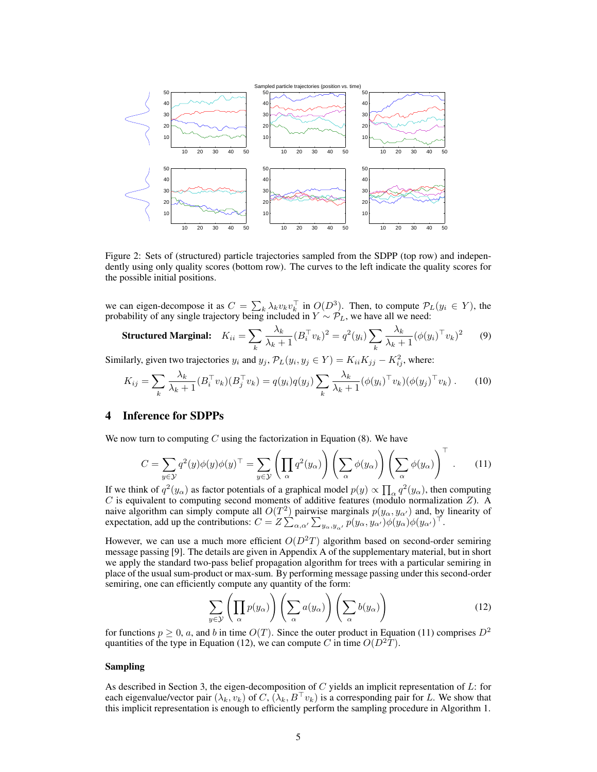Sampled particle trajectories (position vs. time)

Figure 2: Sets of (structured) particle trajectories sampled from the SDPP (top row) and independently using only quality scores (bottom row). The curves to the left indicate the quality scores for the possible initial positions.

we can eigen-decompose it as $C = \sum_k \lambda_k v_k v_k^\top$ in $O(D^3)$. Then, to compute $\mathcal{P}_L(y_i \in Y)$, the probability of any single trajectory being included in $Y \sim \mathcal{P}_L$, we have all we need:

$$\textbf{Structured Marginal:} \quad K_{ii} = \sum_k \frac{\lambda_k}{\lambda_k + 1}(B_i^\top v_k)^2 = q^2(y_i) \sum_k \frac{\lambda_k}{\lambda_k + 1}(\phi(y_i)^\top v_k)^2 \tag{9}$$

Similarly, given two trajectories $y_i$ and $y_j$, $\mathcal{P}_L(y_i, y_j \in Y) = K_{ii}K_{jj} - K_{ij}^2$, where:

$$K_{ij} = \sum_k \frac{\lambda_k}{\lambda_k + 1}(B_i^\top v_k)(B_j^\top v_k) = q(y_i)q(y_j) \sum_k \frac{\lambda_k}{\lambda_k + 1}(\phi(y_i)^\top v_k)(\phi(y_j)^\top v_k)\,. \tag{10}$$

## 4 Inference for SDPPs

We now turn to computing $C$ using the factorization in Equation (8). We have

$$C = \sum_{y \in \mathcal{Y}} q^2(y)\phi(y)\phi(y)^\top = \sum_{y \in \mathcal{Y}} \left(\prod_\alpha q^2(y_\alpha)\right)\left(\sum_\alpha \phi(y_\alpha)\right)\left(\sum_\alpha \phi(y_\alpha)\right)^\top. \tag{11}$$

If we think of $q^2(y_\alpha)$ as factor potentials of a graphical model $p(y) \propto \prod_\alpha q^2(y_\alpha)$, then computing $C$ is equivalent to computing second moments of additive features (modulo normalization $Z$). A naive algorithm can simply compute all $O(T^2)$ pairwise marginals $p(y_\alpha, y_{\alpha'})$ and, by linearity of expectation, add up the contributions: $C = Z\sum_{\alpha,\alpha'}\sum_{y_\alpha, y_{\alpha'}} p(y_\alpha, y_{\alpha'})\phi(y_\alpha)\phi(y_{\alpha'})^\top$.

However, we can use a much more efficient $O(D^2T)$ algorithm based on second-order semiring message passing [9]. The details are given in Appendix A of the supplementary material, but in short we apply the standard two-pass belief propagation algorithm for trees with a particular semiring in place of the usual sum-product or max-sum. By performing message passing under this second-order semiring, one can efficiently compute any quantity of the form:

$$\sum_{y \in \mathcal{Y}} \left(\prod_\alpha p(y_\alpha)\right)\left(\sum_\alpha a(y_\alpha)\right)\left(\sum_\alpha b(y_\alpha)\right) \tag{12}$$

for functions $p \geq 0$, $a$, and $b$ in time $O(T)$. Since the outer product in Equation (11) comprises $D^2$ quantities of the type in Equation (12), we can compute $C$ in time $O(D^2T)$.

### Sampling

As described in Section 3, the eigen-decomposition of $C$ yields an implicit representation of $L$: for each eigenvalue/vector pair $(\lambda_k, v_k)$ of $C$, $(\lambda_k, B^\top v_k)$ is a corresponding pair for $L$. We show that this implicit representation is enough to efficiently perform the sampling procedure in Algorithm 1.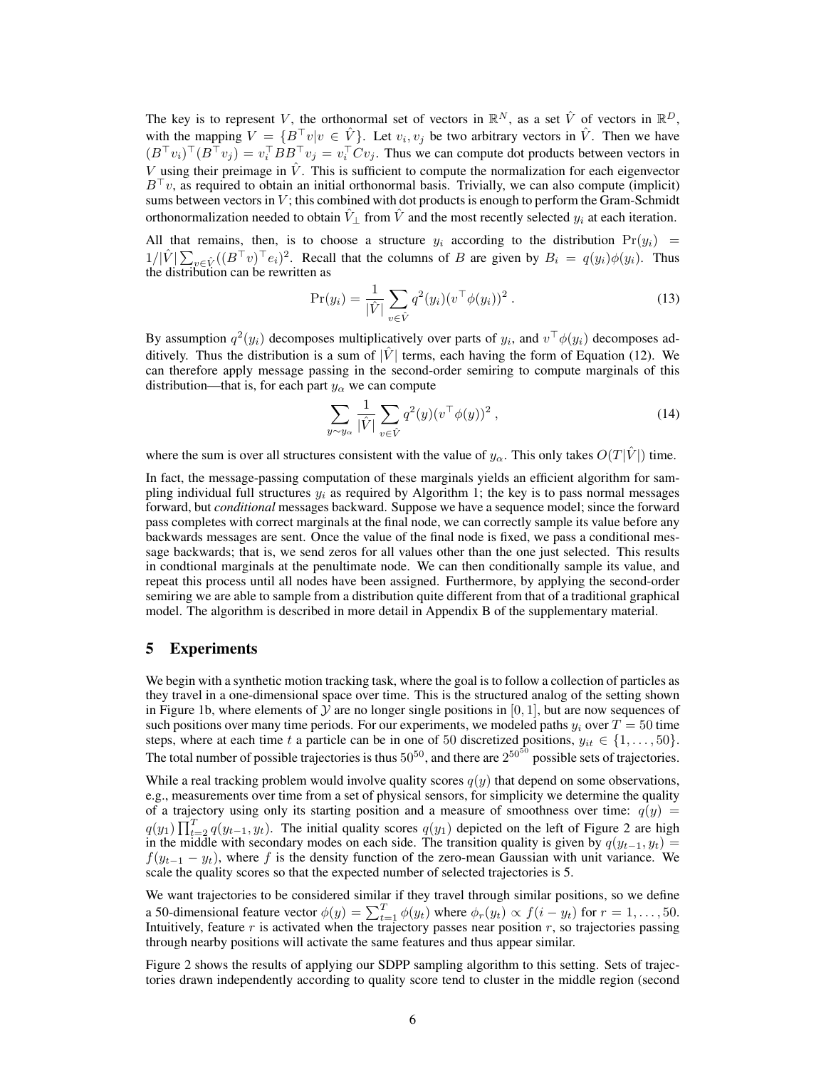The key is to represent $V$, the orthonormal set of vectors in $\mathbb{R}^N$, as a set $\hat{V}$ of vectors in $\mathbb{R}^D$, with the mapping $V = \{B^\top v | v \in \hat{V}\}$. Let $v_i, v_j$ be two arbitrary vectors in $\hat{V}$. Then we have $(B^\top v_i)^\top (B^\top v_j) = v_i^\top B B^\top v_j = v_i^\top C v_j$. Thus we can compute dot products between vectors in $V$ using their preimage in $\hat{V}$. This is sufficient to compute the normalization for each eigenvector $B^\top v$, as required to obtain an initial orthonormal basis. Trivially, we can also compute (implicit) sums between vectors in $V$; this combined with dot products is enough to perform the Gram-Schmidt orthonormalization needed to obtain $\hat{V}_\perp$ from $\hat{V}$ and the most recently selected $y_i$ at each iteration.

All that remains, then, is to choose a structure $y_i$ according to the distribution $\Pr(y_i) = 1/|\hat{V}| \sum_{v \in \hat{V}} ((B^\top v)^\top e_i)^2$. Recall that the columns of $B$ are given by $B_i = q(y_i)\phi(y_i)$. Thus the distribution can be rewritten as

$$\Pr(y_i) = \frac{1}{|\hat{V}|} \sum_{v \in \hat{V}} q^2(y_i)(v^\top \phi(y_i))^2 . \tag{13}$$

By assumption $q^2(y_i)$ decomposes multiplicatively over parts of $y_i$, and $v^\top \phi(y_i)$ decomposes additively. Thus the distribution is a sum of $|\hat{V}|$ terms, each having the form of Equation (12). We can therefore apply message passing in the second-order semiring to compute marginals of this distribution—that is, for each part $y_\alpha$ we can compute

$$\sum_{y \sim y_\alpha} \frac{1}{|\hat{V}|} \sum_{v \in \hat{V}} q^2(y)(v^\top \phi(y))^2 , \tag{14}$$

where the sum is over all structures consistent with the value of $y_\alpha$. This only takes $O(T|\hat{V}|)$ time.

In fact, the message-passing computation of these marginals yields an efficient algorithm for sampling individual full structures $y_i$ as required by Algorithm 1; the key is to pass normal messages forward, but *conditional* messages backward. Suppose we have a sequence model; since the forward pass completes with correct marginals at the final node, we can correctly sample its value before any backwards messages are sent. Once the value of the final node is fixed, we pass a conditional message backwards; that is, we send zeros for all values other than the one just selected. This results in condtional marginals at the penultimate node. We can then conditionally sample its value, and repeat this process until all nodes have been assigned. Furthermore, by applying the second-order semiring we are able to sample from a distribution quite different from that of a traditional graphical model. The algorithm is described in more detail in Appendix B of the supplementary material.

# 5 Experiments

We begin with a synthetic motion tracking task, where the goal is to follow a collection of particles as they travel in a one-dimensional space over time. This is the structured analog of the setting shown in Figure 1b, where elements of $\mathcal{Y}$ are no longer single positions in $[0, 1]$, but are now sequences of such positions over many time periods. For our experiments, we modeled paths $y_i$ over $T = 50$ time steps, where at each time $t$ a particle can be in one of 50 discretized positions, $y_{it} \in \{1, \ldots, 50\}$. The total number of possible trajectories is thus $50^{50}$, and there are $2^{50^{50}}$ possible sets of trajectories.

While a real tracking problem would involve quality scores $q(y)$ that depend on some observations, e.g., measurements over time from a set of physical sensors, for simplicity we determine the quality of a trajectory using only its starting position and a measure of smoothness over time: $q(y) = q(y_1) \prod_{t=2}^T q(y_{t-1}, y_t)$. The initial quality scores $q(y_1)$ depicted on the left of Figure 2 are high in the middle with secondary modes on each side. The transition quality is given by $q(y_{t-1}, y_t) = f(y_{t-1} - y_t)$, where $f$ is the density function of the zero-mean Gaussian with unit variance. We scale the quality scores so that the expected number of selected trajectories is 5.

We want trajectories to be considered similar if they travel through similar positions, so we define a 50-dimensional feature vector $\phi(y) = \sum_{t=1}^T \phi(y_t)$ where $\phi_r(y_t) \propto f(i - y_t)$ for $r = 1, \ldots, 50$. Intuitively, feature $r$ is activated when the trajectory passes near position $r$, so trajectories passing through nearby positions will activate the same features and thus appear similar.

Figure 2 shows the results of applying our SDPP sampling algorithm to this setting. Sets of trajectories drawn independently according to quality score tend to cluster in the middle region (second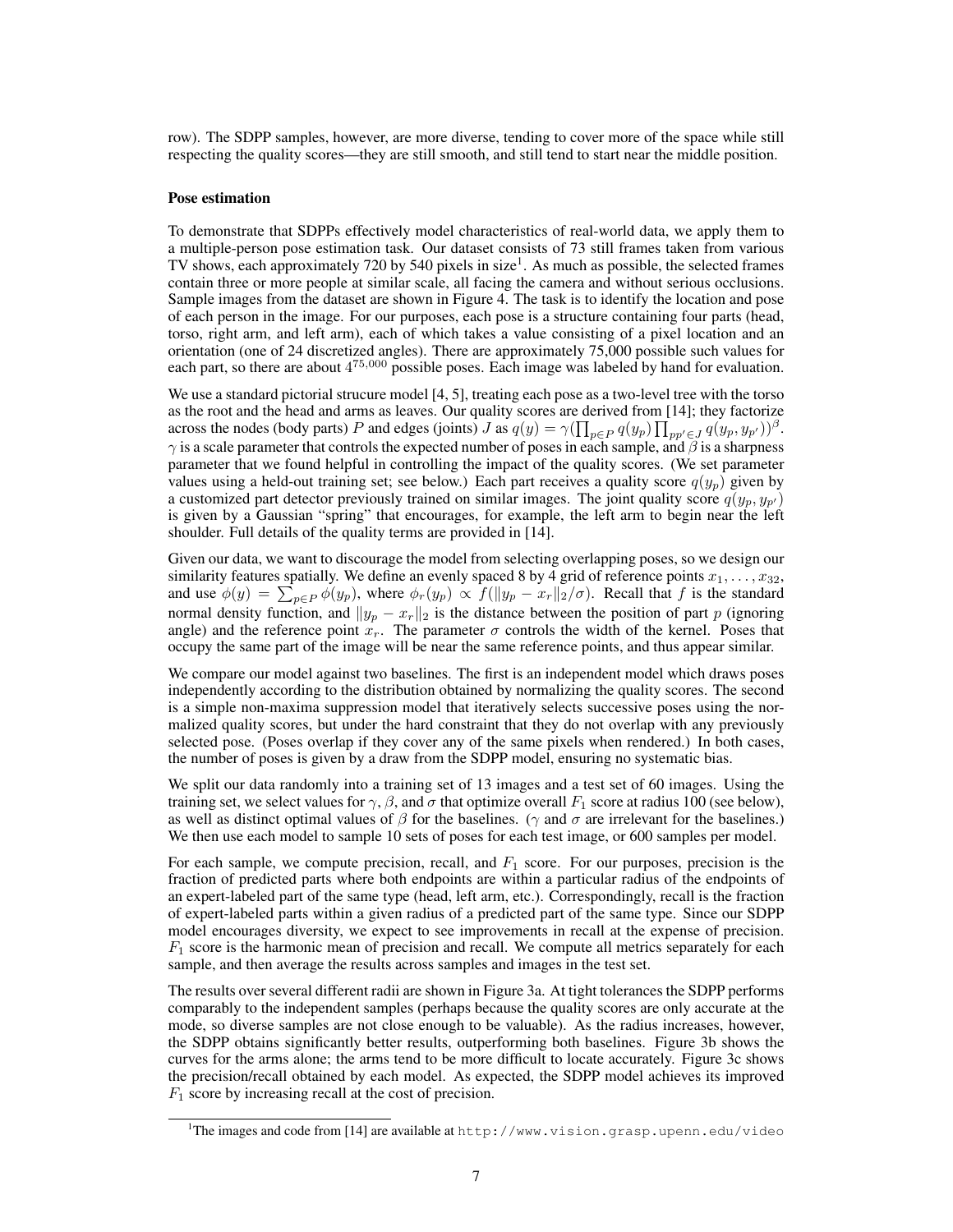row). The SDPP samples, however, are more diverse, tending to cover more of the space while still respecting the quality scores—they are still smooth, and still tend to start near the middle position.

### Pose estimation

To demonstrate that SDPPs effectively model characteristics of real-world data, we apply them to a multiple-person pose estimation task. Our dataset consists of 73 still frames taken from various TV shows, each approximately 720 by 540 pixels in size[1]. As much as possible, the selected frames contain three or more people at similar scale, all facing the camera and without serious occlusions. Sample images from the dataset are shown in Figure 4. The task is to identify the location and pose of each person in the image. For our purposes, each pose is a structure containing four parts (head, torso, right arm, and left arm), each of which takes a value consisting of a pixel location and an orientation (one of 24 discretized angles). There are approximately 75,000 possible such values for each part, so there are about $4^{75,000}$ possible poses. Each image was labeled by hand for evaluation.

We use a standard pictorial strucure model [4, 5], treating each pose as a two-level tree with the torso as the root and the head and arms as leaves. Our quality scores are derived from [14]; they factorize across the nodes (body parts) $P$ and edges (joints) $J$ as $q(y) = \gamma(\prod_{p \in P} q(y_p) \prod_{pp' \in J} q(y_p, y_{p'}))^\beta$. $\gamma$ is a scale parameter that controls the expected number of poses in each sample, and $\beta$ is a sharpness parameter that we found helpful in controlling the impact of the quality scores. (We set parameter values using a held-out training set; see below.) Each part receives a quality score $q(y_p)$ given by a customized part detector previously trained on similar images. The joint quality score $q(y_p, y_{p'})$ is given by a Gaussian "spring" that encourages, for example, the left arm to begin near the left shoulder. Full details of the quality terms are provided in [14].

Given our data, we want to discourage the model from selecting overlapping poses, so we design our similarity features spatially. We define an evenly spaced 8 by 4 grid of reference points $x_1, \ldots, x_{32}$, and use $\phi(y) = \sum_{p \in P} \phi(y_p)$, where $\phi_r(y_p) \propto f(\|y_p - x_r\|_2 / \sigma)$. Recall that $f$ is the standard normal density function, and $\|y_p - x_r\|_2$ is the distance between the position of part $p$ (ignoring angle) and the reference point $x_r$. The parameter $\sigma$ controls the width of the kernel. Poses that occupy the same part of the image will be near the same reference points, and thus appear similar.

We compare our model against two baselines. The first is an independent model which draws poses independently according to the distribution obtained by normalizing the quality scores. The second is a simple non-maxima suppression model that iteratively selects successive poses using the normalized quality scores, but under the hard constraint that they do not overlap with any previously selected pose. (Poses overlap if they cover any of the same pixels when rendered.) In both cases, the number of poses is given by a draw from the SDPP model, ensuring no systematic bias.

We split our data randomly into a training set of 13 images and a test set of 60 images. Using the training set, we select values for $\gamma$, $\beta$, and $\sigma$ that optimize overall $F_1$ score at radius 100 (see below), as well as distinct optimal values of $\beta$ for the baselines. ($\gamma$ and $\sigma$ are irrelevant for the baselines.) We then use each model to sample 10 sets of poses for each test image, or 600 samples per model.

For each sample, we compute precision, recall, and $F_1$ score. For our purposes, precision is the fraction of predicted parts where both endpoints are within a particular radius of the endpoints of an expert-labeled part of the same type (head, left arm, etc.). Correspondingly, recall is the fraction of expert-labeled parts within a given radius of a predicted part of the same type. Since our SDPP model encourages diversity, we expect to see improvements in recall at the expense of precision. $F_1$ score is the harmonic mean of precision and recall. We compute all metrics separately for each sample, and then average the results across samples and images in the test set.

The results over several different radii are shown in Figure 3a. At tight tolerances the SDPP performs comparably to the independent samples (perhaps because the quality scores are only accurate at the mode, so diverse samples are not close enough to be valuable). As the radius increases, however, the SDPP obtains significantly better results, outperforming both baselines. Figure 3b shows the curves for the arms alone; the arms tend to be more difficult to locate accurately. Figure 3c shows the precision/recall obtained by each model. As expected, the SDPP model achieves its improved $F_1$ score by increasing recall at the cost of precision.

[1] The images and code from [14] are available at `http://www.vision.grasp.upenn.edu/video`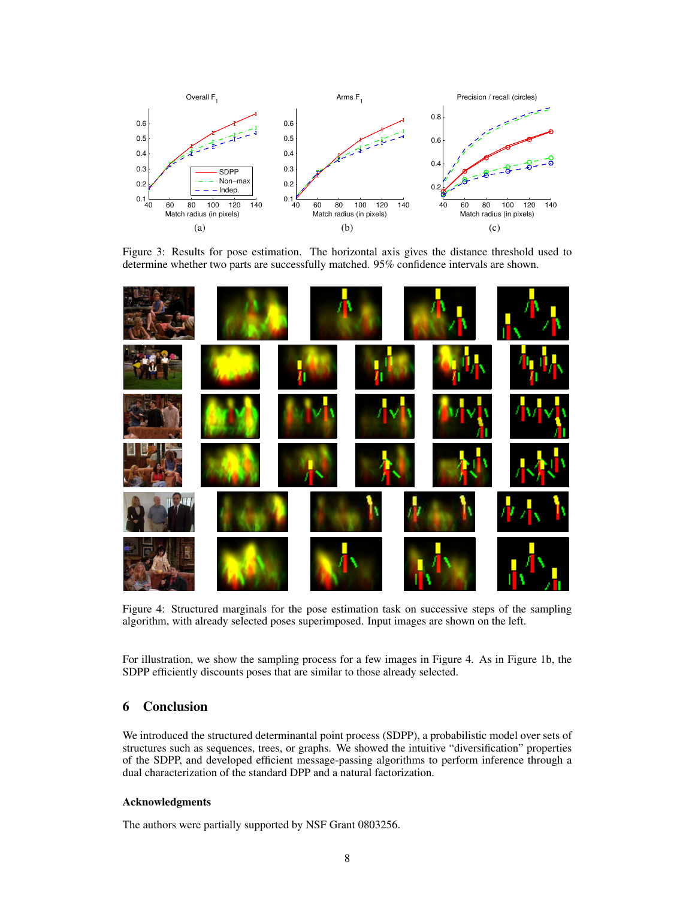Overall $F_1$

0.6
0.5
0.4
0.3
0.2
0.1

40 60 80 100 120 140

Match radius (in pixels)

SDPP
Non−max
Indep.

(a)

Arms $F_1$

0.6
0.5
0.4
0.3
0.2
0.1

40 60 80 100 120 140

Match radius (in pixels)

(b)

Precision / recall (circles)

0.8
0.6
0.4
0.2

40 60 80 100 120 140

Match radius (in pixels)

(c)

Figure 3: Results for pose estimation. The horizontal axis gives the distance threshold used to determine whether two parts are successfully matched. 95% confidence intervals are shown.

Figure 4: Structured marginals for the pose estimation task on successive steps of the sampling algorithm, with already selected poses superimposed. Input images are shown on the left.

For illustration, we show the sampling process for a few images in Figure 4. As in Figure 1b, the SDPP efficiently discounts poses that are similar to those already selected.

## 6 Conclusion

We introduced the structured determinantal point process (SDPP), a probabilistic model over sets of structures such as sequences, trees, or graphs. We showed the intuitive "diversification" properties of the SDPP, and developed efficient message-passing algorithms to perform inference through a dual characterization of the standard DPP and a natural factorization.

### Acknowledgments

The authors were partially supported by NSF Grant 0803256.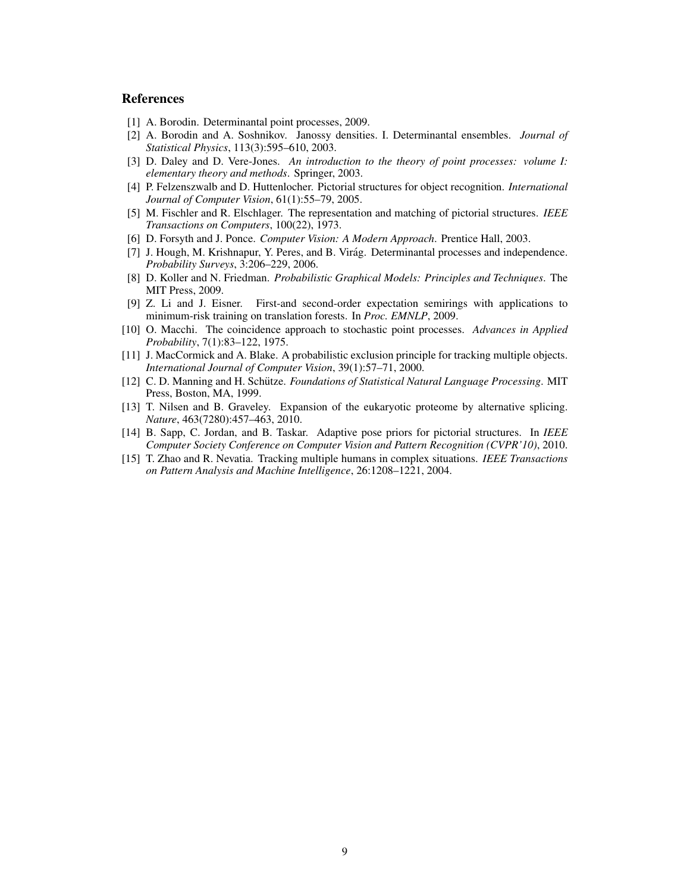## References

[1] A. Borodin. Determinantal point processes, 2009.

[2] A. Borodin and A. Soshnikov. Janossy densities. I. Determinantal ensembles. *Journal of Statistical Physics*, 113(3):595–610, 2003.

[3] D. Daley and D. Vere-Jones. *An introduction to the theory of point processes: volume I: elementary theory and methods*. Springer, 2003.

[4] P. Felzenszwalb and D. Huttenlocher. Pictorial structures for object recognition. *International Journal of Computer Vision*, 61(1):55–79, 2005.

[5] M. Fischler and R. Elschlager. The representation and matching of pictorial structures. *IEEE Transactions on Computers*, 100(22), 1973.

[6] D. Forsyth and J. Ponce. *Computer Vision: A Modern Approach*. Prentice Hall, 2003.

[7] J. Hough, M. Krishnapur, Y. Peres, and B. Virág. Determinantal processes and independence. *Probability Surveys*, 3:206–229, 2006.

[8] D. Koller and N. Friedman. *Probabilistic Graphical Models: Principles and Techniques*. The MIT Press, 2009.

[9] Z. Li and J. Eisner. First-and second-order expectation semirings with applications to minimum-risk training on translation forests. In *Proc. EMNLP*, 2009.

[10] O. Macchi. The coincidence approach to stochastic point processes. *Advances in Applied Probability*, 7(1):83–122, 1975.

[11] J. MacCormick and A. Blake. A probabilistic exclusion principle for tracking multiple objects. *International Journal of Computer Vision*, 39(1):57–71, 2000.

[12] C. D. Manning and H. Schütze. *Foundations of Statistical Natural Language Processing*. MIT Press, Boston, MA, 1999.

[13] T. Nilsen and B. Graveley. Expansion of the eukaryotic proteome by alternative splicing. *Nature*, 463(7280):457–463, 2010.

[14] B. Sapp, C. Jordan, and B. Taskar. Adaptive pose priors for pictorial structures. In *IEEE Computer Society Conference on Computer Vision and Pattern Recognition (CVPR'10)*, 2010.

[15] T. Zhao and R. Nevatia. Tracking multiple humans in complex situations. *IEEE Transactions on Pattern Analysis and Machine Intelligence*, 26:1208–1221, 2004.